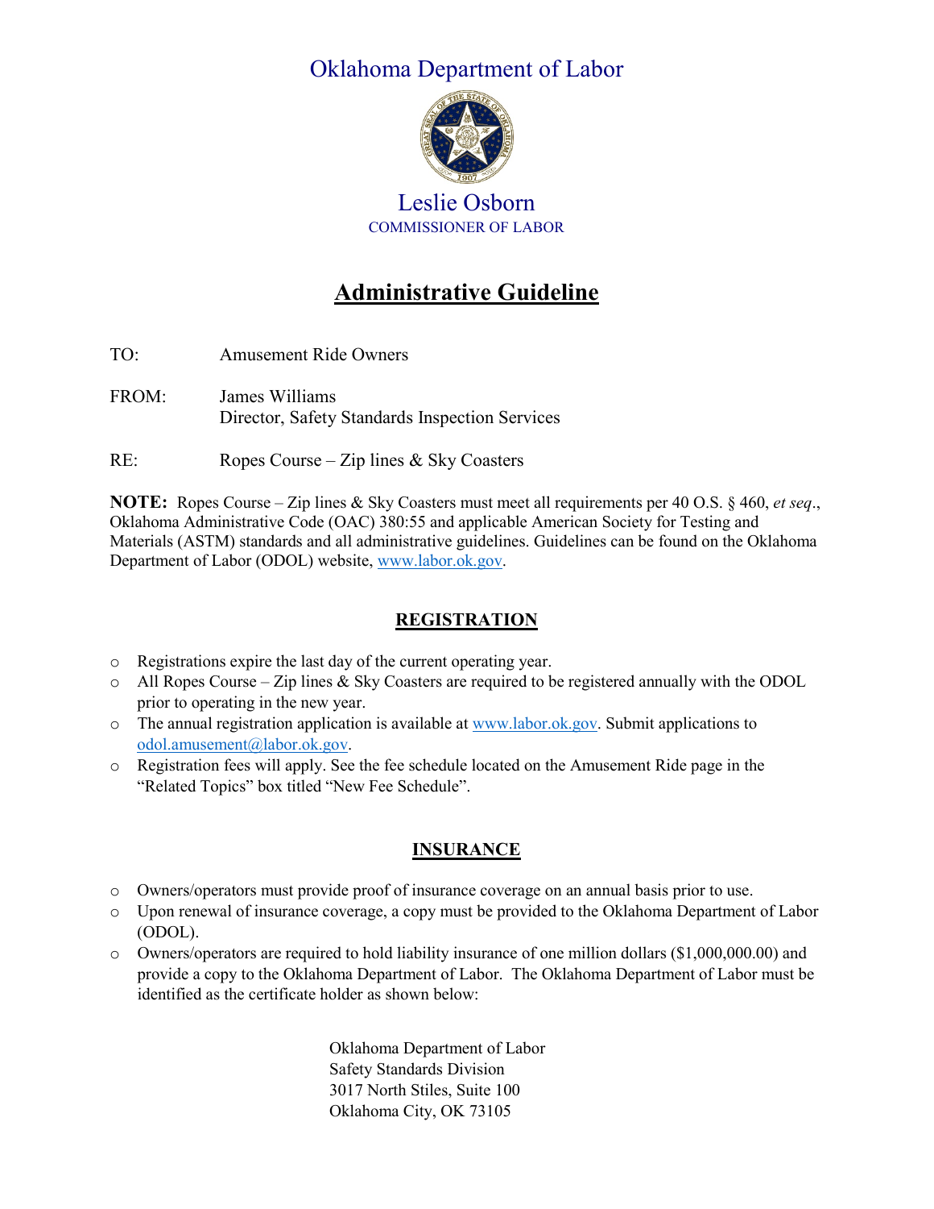# Oklahoma Department of Labor

## Leslie Osborn

COMMISSIONER OF LABOR

# Administrative Guideline

TO: Amusement Ride Owners

FROM: James Williams
Director, Safety Standards Inspection Services

RE: Ropes Course – Zip lines & Sky Coasters

**NOTE:** Ropes Course – Zip lines & Sky Coasters must meet all requirements per 40 O.S. § 460, *et seq*., Oklahoma Administrative Code (OAC) 380:55 and applicable American Society for Testing and Materials (ASTM) standards and all administrative guidelines. Guidelines can be found on the Oklahoma Department of Labor (ODOL) website, www.labor.ok.gov.

## REGISTRATION

- Registrations expire the last day of the current operating year.
- All Ropes Course – Zip lines & Sky Coasters are required to be registered annually with the ODOL prior to operating in the new year.
- The annual registration application is available at www.labor.ok.gov. Submit applications to odol.amusement@labor.ok.gov.
- Registration fees will apply. See the fee schedule located on the Amusement Ride page in the "Related Topics" box titled "New Fee Schedule".

## INSURANCE

- Owners/operators must provide proof of insurance coverage on an annual basis prior to use.
- Upon renewal of insurance coverage, a copy must be provided to the Oklahoma Department of Labor (ODOL).
- Owners/operators are required to hold liability insurance of one million dollars ($1,000,000.00) and provide a copy to the Oklahoma Department of Labor. The Oklahoma Department of Labor must be identified as the certificate holder as shown below:

Oklahoma Department of Labor
Safety Standards Division
3017 North Stiles, Suite 100
Oklahoma City, OK 73105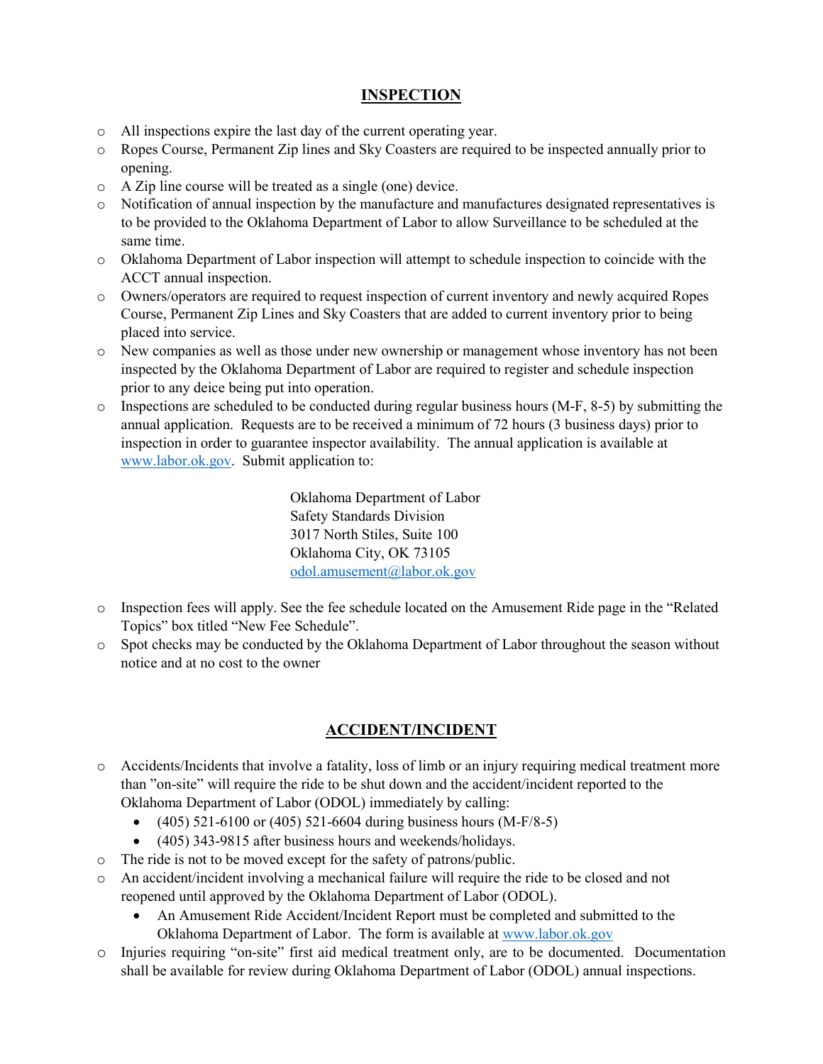## INSPECTION

- All inspections expire the last day of the current operating year.
- Ropes Course, Permanent Zip lines and Sky Coasters are required to be inspected annually prior to opening.
- A Zip line course will be treated as a single (one) device.
- Notification of annual inspection by the manufacture and manufactures designated representatives is to be provided to the Oklahoma Department of Labor to allow Surveillance to be scheduled at the same time.
- Oklahoma Department of Labor inspection will attempt to schedule inspection to coincide with the ACCT annual inspection.
- Owners/operators are required to request inspection of current inventory and newly acquired Ropes Course, Permanent Zip Lines and Sky Coasters that are added to current inventory prior to being placed into service.
- New companies as well as those under new ownership or management whose inventory has not been inspected by the Oklahoma Department of Labor are required to register and schedule inspection prior to any deice being put into operation.
- Inspections are scheduled to be conducted during regular business hours (M-F, 8-5) by submitting the annual application. Requests are to be received a minimum of 72 hours (3 business days) prior to inspection in order to guarantee inspector availability. The annual application is available at www.labor.ok.gov. Submit application to:

  Oklahoma Department of Labor
  Safety Standards Division
  3017 North Stiles, Suite 100
  Oklahoma City, OK 73105
  odol.amusement@labor.ok.gov

- Inspection fees will apply. See the fee schedule located on the Amusement Ride page in the "Related Topics" box titled "New Fee Schedule".
- Spot checks may be conducted by the Oklahoma Department of Labor throughout the season without notice and at no cost to the owner

## ACCIDENT/INCIDENT

- Accidents/Incidents that involve a fatality, loss of limb or an injury requiring medical treatment more than "on-site" will require the ride to be shut down and the accident/incident reported to the Oklahoma Department of Labor (ODOL) immediately by calling:
  - (405) 521-6100 or (405) 521-6604 during business hours (M-F/8-5)
  - (405) 343-9815 after business hours and weekends/holidays.
- The ride is not to be moved except for the safety of patrons/public.
- An accident/incident involving a mechanical failure will require the ride to be closed and not reopened until approved by the Oklahoma Department of Labor (ODOL).
  - An Amusement Ride Accident/Incident Report must be completed and submitted to the Oklahoma Department of Labor. The form is available at www.labor.ok.gov
- Injuries requiring "on-site" first aid medical treatment only, are to be documented. Documentation shall be available for review during Oklahoma Department of Labor (ODOL) annual inspections.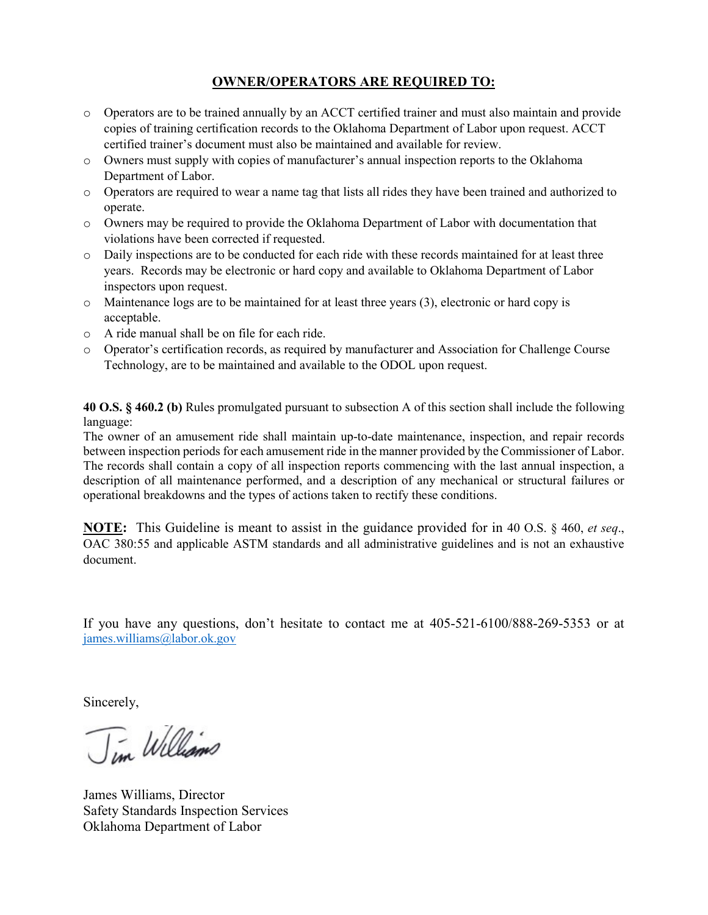## OWNER/OPERATORS ARE REQUIRED TO:

- Operators are to be trained annually by an ACCT certified trainer and must also maintain and provide copies of training certification records to the Oklahoma Department of Labor upon request. ACCT certified trainer's document must also be maintained and available for review.
- Owners must supply with copies of manufacturer's annual inspection reports to the Oklahoma Department of Labor.
- Operators are required to wear a name tag that lists all rides they have been trained and authorized to operate.
- Owners may be required to provide the Oklahoma Department of Labor with documentation that violations have been corrected if requested.
- Daily inspections are to be conducted for each ride with these records maintained for at least three years. Records may be electronic or hard copy and available to Oklahoma Department of Labor inspectors upon request.
- Maintenance logs are to be maintained for at least three years (3), electronic or hard copy is acceptable.
- A ride manual shall be on file for each ride.
- Operator's certification records, as required by manufacturer and Association for Challenge Course Technology, are to be maintained and available to the ODOL upon request.

**40 O.S. § 460.2 (b)** Rules promulgated pursuant to subsection A of this section shall include the following language:
The owner of an amusement ride shall maintain up-to-date maintenance, inspection, and repair records between inspection periods for each amusement ride in the manner provided by the Commissioner of Labor. The records shall contain a copy of all inspection reports commencing with the last annual inspection, a description of all maintenance performed, and a description of any mechanical or structural failures or operational breakdowns and the types of actions taken to rectify these conditions.

**NOTE:** This Guideline is meant to assist in the guidance provided for in 40 O.S. § 460, *et seq*., OAC 380:55 and applicable ASTM standards and all administrative guidelines and is not an exhaustive document.

If you have any questions, don't hesitate to contact me at 405-521-6100/888-269-5353 or at james.williams@labor.ok.gov

Sincerely,

Jim Williams

James Williams, Director
Safety Standards Inspection Services
Oklahoma Department of Labor